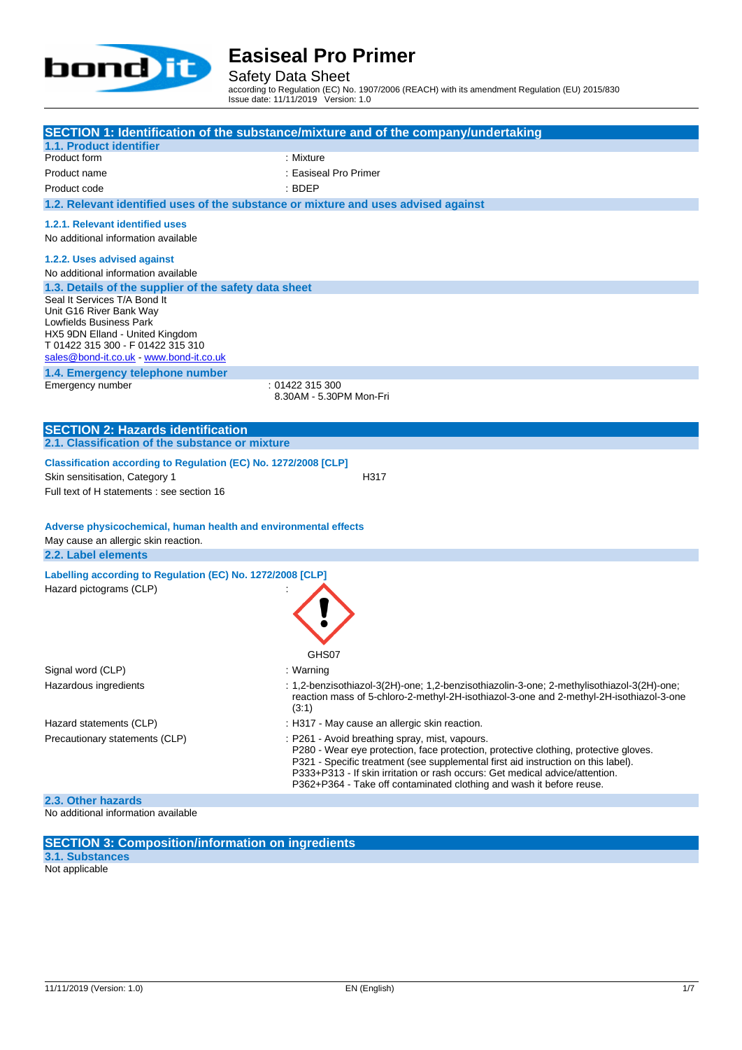# Easiseal Pro Primer

Safety Data Sheet

according to Regulation (EC) No. 1907/2006 (REACH) with its amendment Regulation (EU) 2015/830

Issue date: 11/11/2019 Version: 1.0

## SECTION 1: Identification of the substance/mixture and of the company/undertaking

### 1.1. Product identifier

| | |
|---|---|
| Product form | : Mixture |
| Product name | : Easiseal Pro Primer |
| Product code | : BDEP |

### 1.2. Relevant identified uses of the substance or mixture and uses advised against

#### 1.2.1. Relevant identified uses

No additional information available

#### 1.2.2. Uses advised against

No additional information available

### 1.3. Details of the supplier of the safety data sheet

Seal It Services T/A Bond It
Unit G16 River Bank Way
Lowfields Business Park
HX5 9DN Elland - United Kingdom
T 01422 315 300 - F 01422 315 310
sales@bond-it.co.uk - www.bond-it.co.uk

### 1.4. Emergency telephone number

| | |
|---|---|
| Emergency number | : 01422 315 300<br>8.30AM - 5.30PM Mon-Fri |

## SECTION 2: Hazards identification

### 2.1. Classification of the substance or mixture

**Classification according to Regulation (EC) No. 1272/2008 [CLP]**

| | |
|---|---|
| Skin sensitisation, Category 1 | H317 |

Full text of H statements : see section 16

**Adverse physicochemical, human health and environmental effects**

May cause an allergic skin reaction.

### 2.2. Label elements

**Labelling according to Regulation (EC) No. 1272/2008 [CLP]**

Hazard pictograms (CLP) :

GHS07

| | |
|---|---|
| Signal word (CLP) | : Warning |
| Hazardous ingredients | : 1,2-benzisothiazol-3(2H)-one; 1,2-benzisothiazolin-3-one; 2-methylisothiazol-3(2H)-one; reaction mass of 5-chloro-2-methyl-2H-isothiazol-3-one and 2-methyl-2H-isothiazol-3-one (3:1) |
| Hazard statements (CLP) | : H317 - May cause an allergic skin reaction. |
| Precautionary statements (CLP) | : P261 - Avoid breathing spray, mist, vapours.<br>P280 - Wear eye protection, face protection, protective clothing, protective gloves.<br>P321 - Specific treatment (see supplemental first aid instruction on this label).<br>P333+P313 - If skin irritation or rash occurs: Get medical advice/attention.<br>P362+P364 - Take off contaminated clothing and wash it before reuse. |

### 2.3. Other hazards

No additional information available

## SECTION 3: Composition/information on ingredients

### 3.1. Substances

Not applicable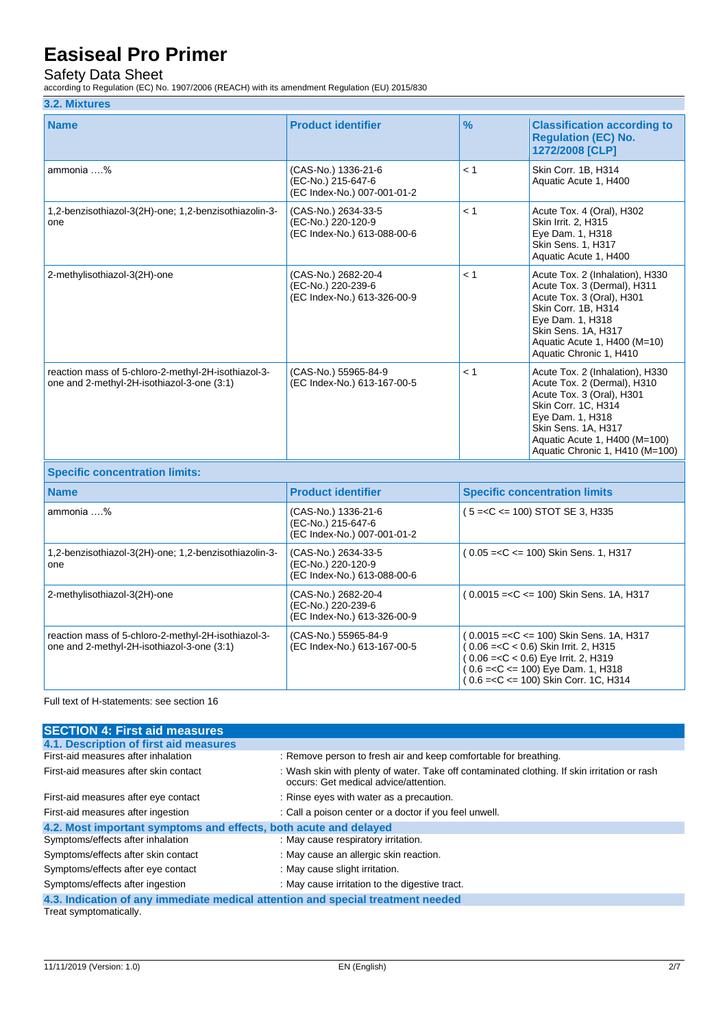### 3.2. Mixtures

| Name | Product identifier | % | Classification according to Regulation (EC) No. 1272/2008 [CLP] |
|---|---|---|---|
| ammonia ….% | (CAS-No.) 1336-21-6<br>(EC-No.) 215-647-6<br>(EC Index-No.) 007-001-01-2 | < 1 | Skin Corr. 1B, H314<br>Aquatic Acute 1, H400 |
| 1,2-benzisothiazol-3(2H)-one; 1,2-benzisothiazolin-3-one | (CAS-No.) 2634-33-5<br>(EC-No.) 220-120-9<br>(EC Index-No.) 613-088-00-6 | < 1 | Acute Tox. 4 (Oral), H302<br>Skin Irrit. 2, H315<br>Eye Dam. 1, H318<br>Skin Sens. 1, H317<br>Aquatic Acute 1, H400 |
| 2-methylisothiazol-3(2H)-one | (CAS-No.) 2682-20-4<br>(EC-No.) 220-239-6<br>(EC Index-No.) 613-326-00-9 | < 1 | Acute Tox. 2 (Inhalation), H330<br>Acute Tox. 3 (Dermal), H311<br>Acute Tox. 3 (Oral), H301<br>Skin Corr. 1B, H314<br>Eye Dam. 1, H318<br>Skin Sens. 1A, H317<br>Aquatic Acute 1, H400 (M=10)<br>Aquatic Chronic 1, H410 |
| reaction mass of 5-chloro-2-methyl-2H-isothiazol-3-one and 2-methyl-2H-isothiazol-3-one (3:1) | (CAS-No.) 55965-84-9<br>(EC Index-No.) 613-167-00-5 | < 1 | Acute Tox. 2 (Inhalation), H330<br>Acute Tox. 2 (Dermal), H310<br>Acute Tox. 3 (Oral), H301<br>Skin Corr. 1C, H314<br>Eye Dam. 1, H318<br>Skin Sens. 1A, H317<br>Aquatic Acute 1, H400 (M=100)<br>Aquatic Chronic 1, H410 (M=100) |

**Specific concentration limits:**

| Name | Product identifier | Specific concentration limits |
|---|---|---|
| ammonia ….% | (CAS-No.) 1336-21-6<br>(EC-No.) 215-647-6<br>(EC Index-No.) 007-001-01-2 | ( 5 =<C <= 100) STOT SE 3, H335 |
| 1,2-benzisothiazol-3(2H)-one; 1,2-benzisothiazolin-3-one | (CAS-No.) 2634-33-5<br>(EC-No.) 220-120-9<br>(EC Index-No.) 613-088-00-6 | ( 0.05 =<C <= 100) Skin Sens. 1, H317 |
| 2-methylisothiazol-3(2H)-one | (CAS-No.) 2682-20-4<br>(EC-No.) 220-239-6<br>(EC Index-No.) 613-326-00-9 | ( 0.0015 =<C <= 100) Skin Sens. 1A, H317 |
| reaction mass of 5-chloro-2-methyl-2H-isothiazol-3-one and 2-methyl-2H-isothiazol-3-one (3:1) | (CAS-No.) 55965-84-9<br>(EC Index-No.) 613-167-00-5 | ( 0.0015 =<C <= 100) Skin Sens. 1A, H317<br>( 0.06 =<C < 0.6) Skin Irrit. 2, H315<br>( 0.06 =<C < 0.6) Eye Irrit. 2, H319<br>( 0.6 =<C <= 100) Eye Dam. 1, H318<br>( 0.6 =<C <= 100) Skin Corr. 1C, H314 |

Full text of H-statements: see section 16

## SECTION 4: First aid measures

### 4.1. Description of first aid measures

First-aid measures after inhalation : Remove person to fresh air and keep comfortable for breathing.

First-aid measures after skin contact : Wash skin with plenty of water. Take off contaminated clothing. If skin irritation or rash occurs: Get medical advice/attention.

First-aid measures after eye contact : Rinse eyes with water as a precaution.

First-aid measures after ingestion : Call a poison center or a doctor if you feel unwell.

### 4.2. Most important symptoms and effects, both acute and delayed

Symptoms/effects after inhalation : May cause respiratory irritation.

Symptoms/effects after skin contact : May cause an allergic skin reaction.

Symptoms/effects after eye contact : May cause slight irritation.

Symptoms/effects after ingestion : May cause irritation to the digestive tract.

### 4.3. Indication of any immediate medical attention and special treatment needed

Treat symptomatically.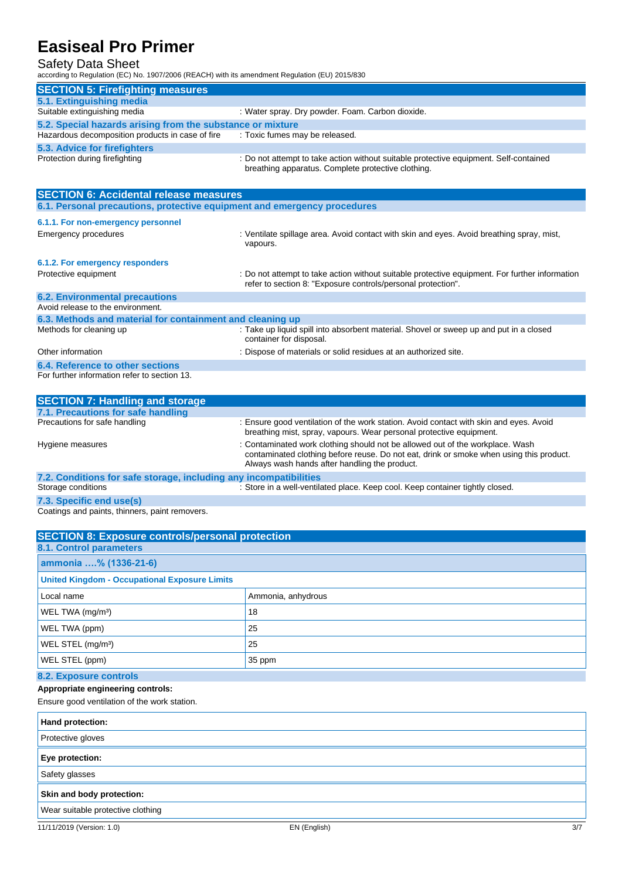## SECTION 5: Firefighting measures

### 5.1. Extinguishing media

Suitable extinguishing media : Water spray. Dry powder. Foam. Carbon dioxide.

### 5.2. Special hazards arising from the substance or mixture

Hazardous decomposition products in case of fire : Toxic fumes may be released.

### 5.3. Advice for firefighters

Protection during firefighting : Do not attempt to take action without suitable protective equipment. Self-contained breathing apparatus. Complete protective clothing.

## SECTION 6: Accidental release measures

### 6.1. Personal precautions, protective equipment and emergency procedures

#### 6.1.1. For non-emergency personnel

Emergency procedures : Ventilate spillage area. Avoid contact with skin and eyes. Avoid breathing spray, mist, vapours.

#### 6.1.2. For emergency responders

Protective equipment : Do not attempt to take action without suitable protective equipment. For further information refer to section 8: "Exposure controls/personal protection".

### 6.2. Environmental precautions

Avoid release to the environment.

### 6.3. Methods and material for containment and cleaning up

Methods for cleaning up : Take up liquid spill into absorbent material. Shovel or sweep up and put in a closed container for disposal.

Other information : Dispose of materials or solid residues at an authorized site.

### 6.4. Reference to other sections

For further information refer to section 13.

## SECTION 7: Handling and storage

### 7.1. Precautions for safe handling

Precautions for safe handling : Ensure good ventilation of the work station. Avoid contact with skin and eyes. Avoid breathing mist, spray, vapours. Wear personal protective equipment.

Hygiene measures : Contaminated work clothing should not be allowed out of the workplace. Wash contaminated clothing before reuse. Do not eat, drink or smoke when using this product. Always wash hands after handling the product.

### 7.2. Conditions for safe storage, including any incompatibilities

Storage conditions : Store in a well-ventilated place. Keep cool. Keep container tightly closed.

### 7.3. Specific end use(s)

Coatings and paints, thinners, paint removers.

## SECTION 8: Exposure controls/personal protection

### 8.1. Control parameters

| ammonia ….% (1336-21-6) | |
|---|---|
| **United Kingdom - Occupational Exposure Limits** | |
| Local name | Ammonia, anhydrous |
| WEL TWA (mg/m³) | 18 |
| WEL TWA (ppm) | 25 |
| WEL STEL (mg/m³) | 25 |
| WEL STEL (ppm) | 35 ppm |

### 8.2. Exposure controls

**Appropriate engineering controls:**

Ensure good ventilation of the work station.

| **Hand protection:** |
|---|
| Protective gloves |

| **Eye protection:** |
|---|
| Safety glasses |

| **Skin and body protection:** |
|---|
| Wear suitable protective clothing |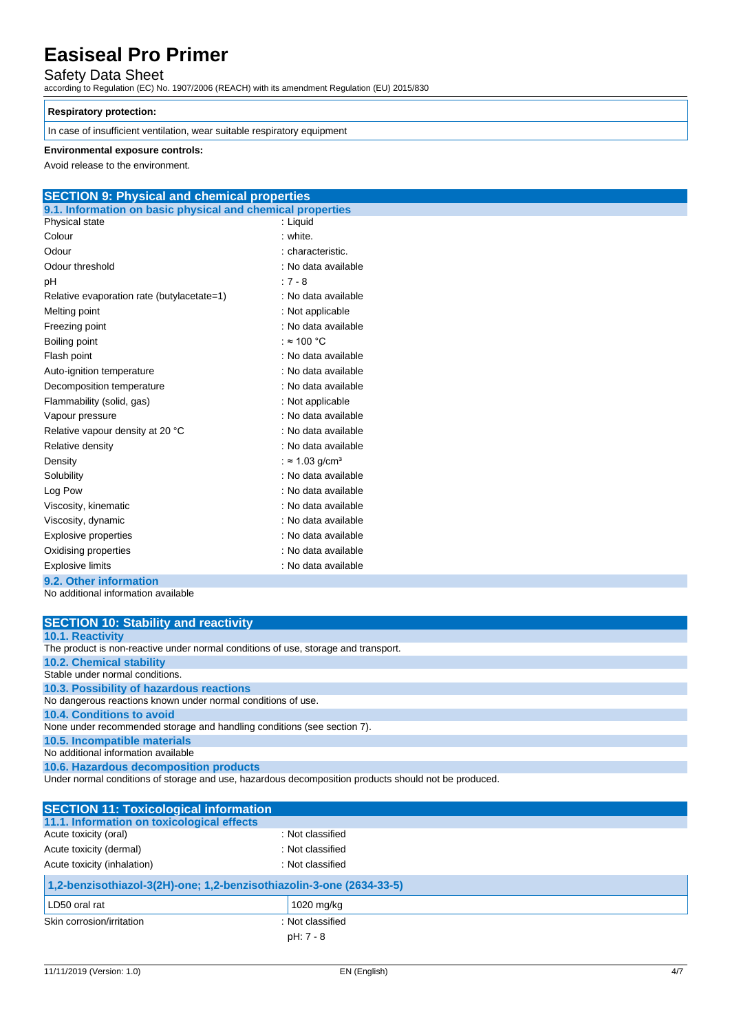| Respiratory protection: |
| --- |
| In case of insufficient ventilation, wear suitable respiratory equipment |

**Environmental exposure controls:**

Avoid release to the environment.

## SECTION 9: Physical and chemical properties

### 9.1. Information on basic physical and chemical properties

| | |
| --- | --- |
| Physical state | : Liquid |
| Colour | : white. |
| Odour | : characteristic. |
| Odour threshold | : No data available |
| pH | : 7 - 8 |
| Relative evaporation rate (butylacetate=1) | : No data available |
| Melting point | : Not applicable |
| Freezing point | : No data available |
| Boiling point | : ≈ 100 °C |
| Flash point | : No data available |
| Auto-ignition temperature | : No data available |
| Decomposition temperature | : No data available |
| Flammability (solid, gas) | : Not applicable |
| Vapour pressure | : No data available |
| Relative vapour density at 20 °C | : No data available |
| Relative density | : No data available |
| Density | : ≈ 1.03 g/cm³ |
| Solubility | : No data available |
| Log Pow | : No data available |
| Viscosity, kinematic | : No data available |
| Viscosity, dynamic | : No data available |
| Explosive properties | : No data available |
| Oxidising properties | : No data available |
| Explosive limits | : No data available |

### 9.2. Other information

No additional information available

## SECTION 10: Stability and reactivity

### 10.1. Reactivity

The product is non-reactive under normal conditions of use, storage and transport.

### 10.2. Chemical stability

Stable under normal conditions.

### 10.3. Possibility of hazardous reactions

No dangerous reactions known under normal conditions of use.

### 10.4. Conditions to avoid

None under recommended storage and handling conditions (see section 7).

### 10.5. Incompatible materials

No additional information available

### 10.6. Hazardous decomposition products

Under normal conditions of storage and use, hazardous decomposition products should not be produced.

## SECTION 11: Toxicological information

### 11.1. Information on toxicological effects

| | |
| --- | --- |
| Acute toxicity (oral) | : Not classified |
| Acute toxicity (dermal) | : Not classified |
| Acute toxicity (inhalation) | : Not classified |

| 1,2-benzisothiazol-3(2H)-one; 1,2-benzisothiazolin-3-one (2634-33-5) | |
| --- | --- |
| LD50 oral rat | 1020 mg/kg |

| | |
| --- | --- |
| Skin corrosion/irritation | : Not classified |
| | pH: 7 - 8 |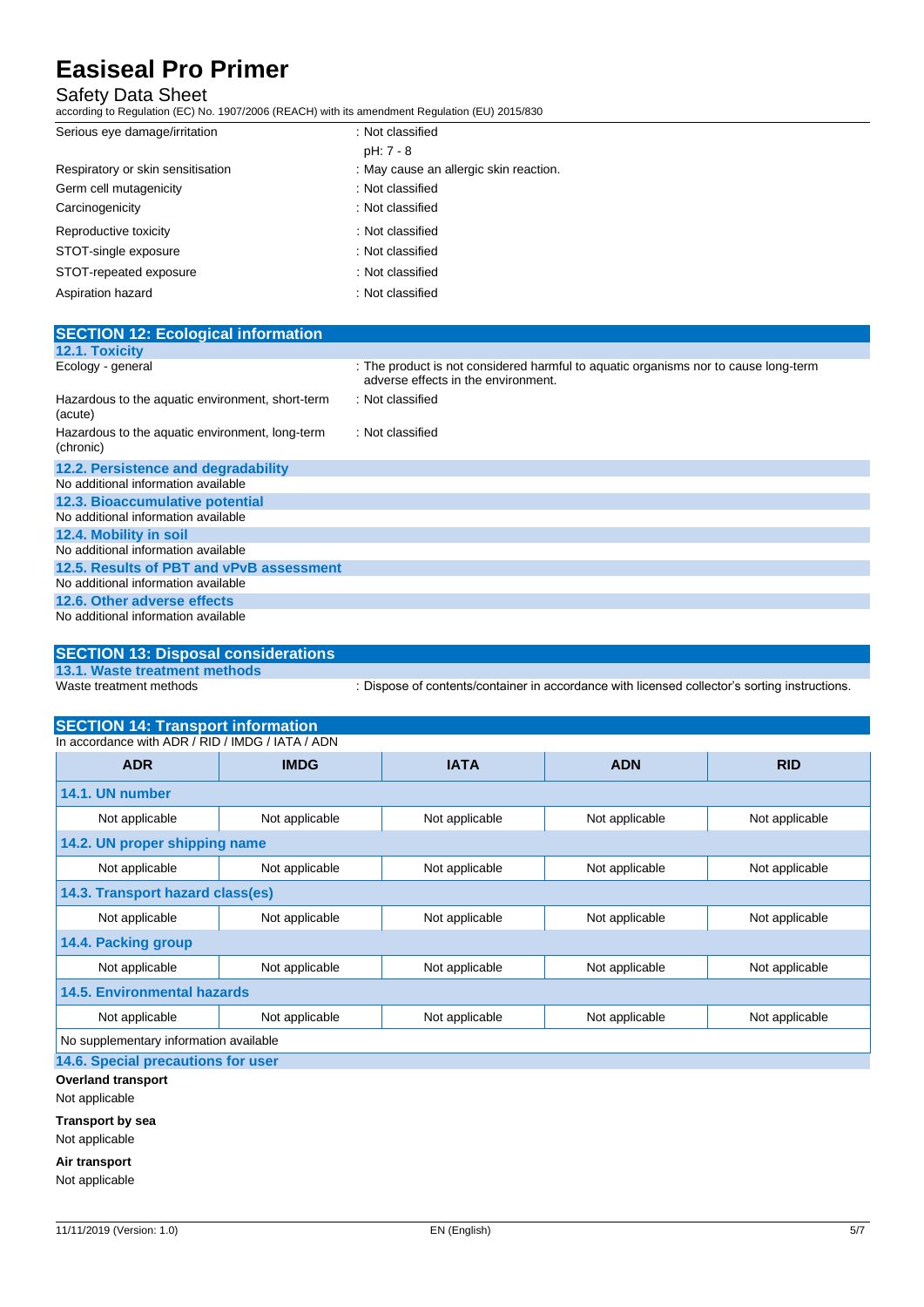| | |
|---|---|
| Serious eye damage/irritation | : Not classified |
| | pH: 7 - 8 |
| Respiratory or skin sensitisation | : May cause an allergic skin reaction. |
| Germ cell mutagenicity | : Not classified |
| Carcinogenicity | : Not classified |
| Reproductive toxicity | : Not classified |
| STOT-single exposure | : Not classified |
| STOT-repeated exposure | : Not classified |
| Aspiration hazard | : Not classified |

## SECTION 12: Ecological information

### 12.1. Toxicity

| | |
|---|---|
| Ecology - general | : The product is not considered harmful to aquatic organisms nor to cause long-term adverse effects in the environment. |
| Hazardous to the aquatic environment, short-term (acute) | : Not classified |
| Hazardous to the aquatic environment, long-term (chronic) | : Not classified |

### 12.2. Persistence and degradability

No additional information available

### 12.3. Bioaccumulative potential

No additional information available

### 12.4. Mobility in soil

No additional information available

### 12.5. Results of PBT and vPvB assessment

No additional information available

### 12.6. Other adverse effects

No additional information available

## SECTION 13: Disposal considerations

### 13.1. Waste treatment methods

| | |
|---|---|
| Waste treatment methods | : Dispose of contents/container in accordance with licensed collector's sorting instructions. |

## SECTION 14: Transport information

In accordance with ADR / RID / IMDG / IATA / ADN

| ADR | IMDG | IATA | ADN | RID |
|---|---|---|---|---|
| **14.1. UN number** | | | | |
| Not applicable | Not applicable | Not applicable | Not applicable | Not applicable |
| **14.2. UN proper shipping name** | | | | |
| Not applicable | Not applicable | Not applicable | Not applicable | Not applicable |
| **14.3. Transport hazard class(es)** | | | | |
| Not applicable | Not applicable | Not applicable | Not applicable | Not applicable |
| **14.4. Packing group** | | | | |
| Not applicable | Not applicable | Not applicable | Not applicable | Not applicable |
| **14.5. Environmental hazards** | | | | |
| Not applicable | Not applicable | Not applicable | Not applicable | Not applicable |
| No supplementary information available | | | | |

### 14.6. Special precautions for user

**Overland transport**

Not applicable

**Transport by sea**

Not applicable

**Air transport**

Not applicable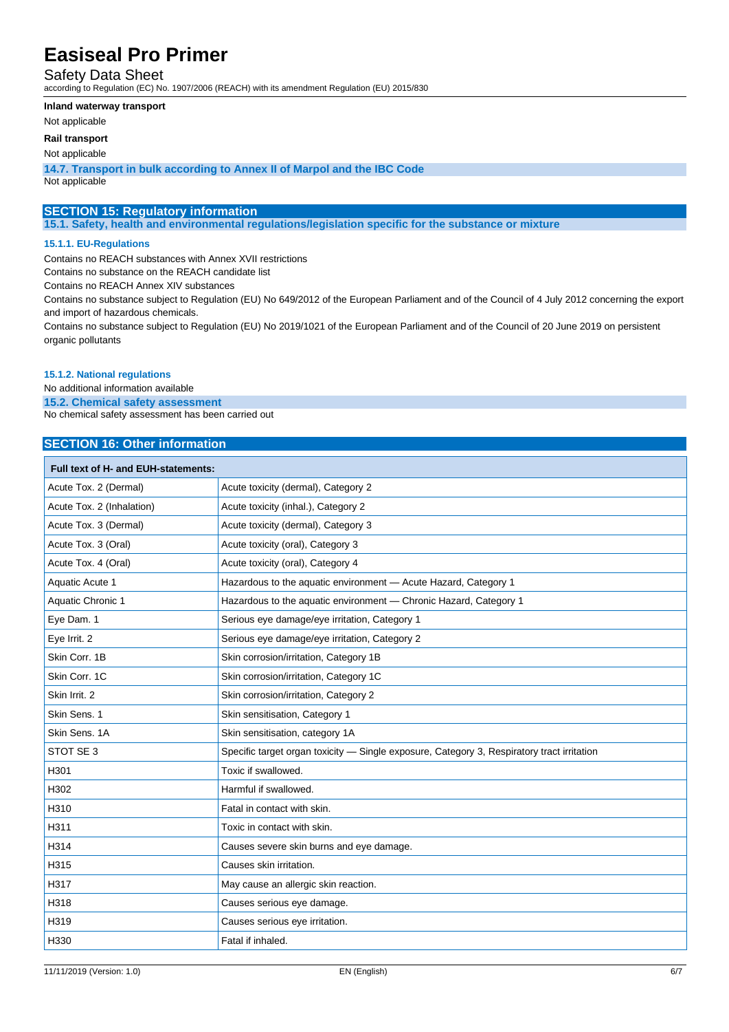**Inland waterway transport**

Not applicable

**Rail transport**

Not applicable

### 14.7. Transport in bulk according to Annex II of Marpol and the IBC Code

Not applicable

## SECTION 15: Regulatory information

### 15.1. Safety, health and environmental regulations/legislation specific for the substance or mixture

#### 15.1.1. EU-Regulations

Contains no REACH substances with Annex XVII restrictions

Contains no substance on the REACH candidate list

Contains no REACH Annex XIV substances

Contains no substance subject to Regulation (EU) No 649/2012 of the European Parliament and of the Council of 4 July 2012 concerning the export and import of hazardous chemicals.

Contains no substance subject to Regulation (EU) No 2019/1021 of the European Parliament and of the Council of 20 June 2019 on persistent organic pollutants

#### 15.1.2. National regulations

No additional information available

### 15.2. Chemical safety assessment

No chemical safety assessment has been carried out

## SECTION 16: Other information

| Full text of H- and EUH-statements: | |
|---|---|
| Acute Tox. 2 (Dermal) | Acute toxicity (dermal), Category 2 |
| Acute Tox. 2 (Inhalation) | Acute toxicity (inhal.), Category 2 |
| Acute Tox. 3 (Dermal) | Acute toxicity (dermal), Category 3 |
| Acute Tox. 3 (Oral) | Acute toxicity (oral), Category 3 |
| Acute Tox. 4 (Oral) | Acute toxicity (oral), Category 4 |
| Aquatic Acute 1 | Hazardous to the aquatic environment — Acute Hazard, Category 1 |
| Aquatic Chronic 1 | Hazardous to the aquatic environment — Chronic Hazard, Category 1 |
| Eye Dam. 1 | Serious eye damage/eye irritation, Category 1 |
| Eye Irrit. 2 | Serious eye damage/eye irritation, Category 2 |
| Skin Corr. 1B | Skin corrosion/irritation, Category 1B |
| Skin Corr. 1C | Skin corrosion/irritation, Category 1C |
| Skin Irrit. 2 | Skin corrosion/irritation, Category 2 |
| Skin Sens. 1 | Skin sensitisation, Category 1 |
| Skin Sens. 1A | Skin sensitisation, category 1A |
| STOT SE 3 | Specific target organ toxicity — Single exposure, Category 3, Respiratory tract irritation |
| H301 | Toxic if swallowed. |
| H302 | Harmful if swallowed. |
| H310 | Fatal in contact with skin. |
| H311 | Toxic in contact with skin. |
| H314 | Causes severe skin burns and eye damage. |
| H315 | Causes skin irritation. |
| H317 | May cause an allergic skin reaction. |
| H318 | Causes serious eye damage. |
| H319 | Causes serious eye irritation. |
| H330 | Fatal if inhaled. |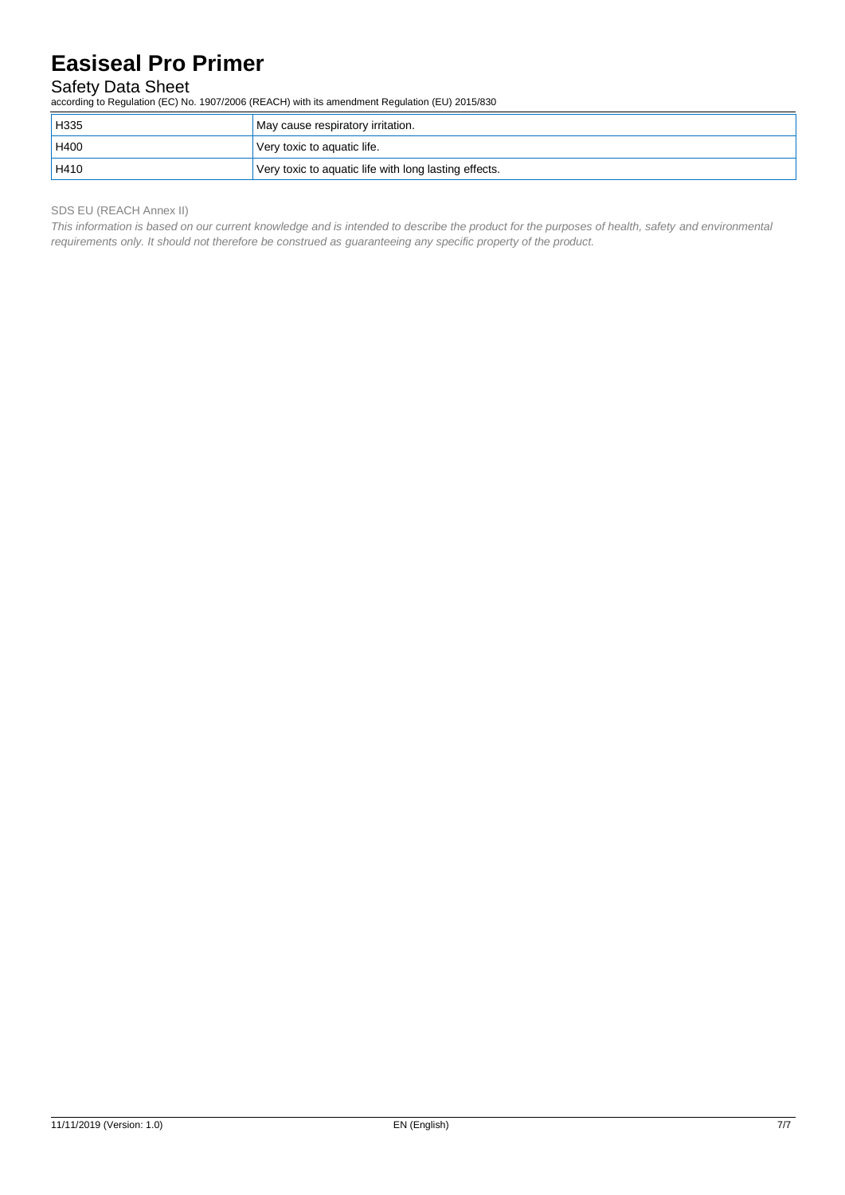| | |
|---|---|
| H335 | May cause respiratory irritation. |
| H400 | Very toxic to aquatic life. |
| H410 | Very toxic to aquatic life with long lasting effects. |

SDS EU (REACH Annex II)

*This information is based on our current knowledge and is intended to describe the product for the purposes of health, safety and environmental requirements only. It should not therefore be construed as guaranteeing any specific property of the product.*